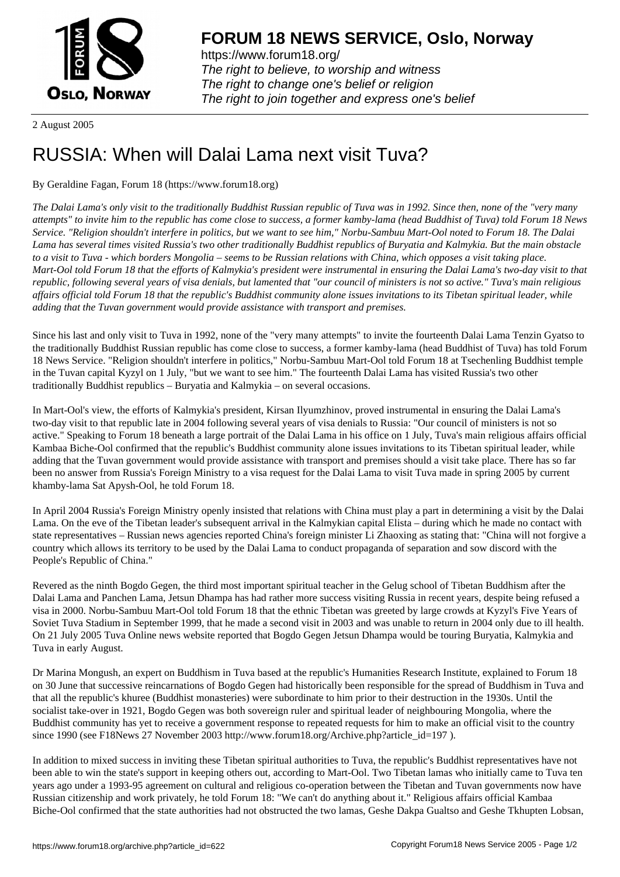# FORUM 18 NEWS SERVICE, Oslo, Norway

https://www.forum18.org/
*The right to believe, to worship and witness*
*The right to change one's belief or religion*
*The right to join together and express one's belief*

2 August 2005

# RUSSIA: When will Dalai Lama next visit Tuva?

By Geraldine Fagan, Forum 18 (https://www.forum18.org)

*The Dalai Lama's only visit to the traditionally Buddhist Russian republic of Tuva was in 1992. Since then, none of the "very many attempts" to invite him to the republic has come close to success, a former kamby-lama (head Buddhist of Tuva) told Forum 18 News Service. "Religion shouldn't interfere in politics, but we want to see him," Norbu-Sambuu Mart-Ool noted to Forum 18. The Dalai Lama has several times visited Russia's two other traditionally Buddhist republics of Buryatia and Kalmykia. But the main obstacle to a visit to Tuva - which borders Mongolia – seems to be Russian relations with China, which opposes a visit taking place. Mart-Ool told Forum 18 that the efforts of Kalmykia's president were instrumental in ensuring the Dalai Lama's two-day visit to that republic, following several years of visa denials, but lamented that "our council of ministers is not so active." Tuva's main religious affairs official told Forum 18 that the republic's Buddhist community alone issues invitations to its Tibetan spiritual leader, while adding that the Tuvan government would provide assistance with transport and premises.*

Since his last and only visit to Tuva in 1992, none of the "very many attempts" to invite the fourteenth Dalai Lama Tenzin Gyatso to the traditionally Buddhist Russian republic has come close to success, a former kamby-lama (head Buddhist of Tuva) has told Forum 18 News Service. "Religion shouldn't interfere in politics," Norbu-Sambuu Mart-Ool told Forum 18 at Tsechenling Buddhist temple in the Tuvan capital Kyzyl on 1 July, "but we want to see him." The fourteenth Dalai Lama has visited Russia's two other traditionally Buddhist republics – Buryatia and Kalmykia – on several occasions.

In Mart-Ool's view, the efforts of Kalmykia's president, Kirsan Ilyumzhinov, proved instrumental in ensuring the Dalai Lama's two-day visit to that republic late in 2004 following several years of visa denials to Russia: "Our council of ministers is not so active." Speaking to Forum 18 beneath a large portrait of the Dalai Lama in his office on 1 July, Tuva's main religious affairs official Kambaa Biche-Ool confirmed that the republic's Buddhist community alone issues invitations to its Tibetan spiritual leader, while adding that the Tuvan government would provide assistance with transport and premises should a visit take place. There has so far been no answer from Russia's Foreign Ministry to a visa request for the Dalai Lama to visit Tuva made in spring 2005 by current khamby-lama Sat Apysh-Ool, he told Forum 18.

In April 2004 Russia's Foreign Ministry openly insisted that relations with China must play a part in determining a visit by the Dalai Lama. On the eve of the Tibetan leader's subsequent arrival in the Kalmykian capital Elista – during which he made no contact with state representatives – Russian news agencies reported China's foreign minister Li Zhaoxing as stating that: "China will not forgive a country which allows its territory to be used by the Dalai Lama to conduct propaganda of separation and sow discord with the People's Republic of China."

Revered as the ninth Bogdo Gegen, the third most important spiritual teacher in the Gelug school of Tibetan Buddhism after the Dalai Lama and Panchen Lama, Jetsun Dhampa has had rather more success visiting Russia in recent years, despite being refused a visa in 2000. Norbu-Sambuu Mart-Ool told Forum 18 that the ethnic Tibetan was greeted by large crowds at Kyzyl's Five Years of Soviet Tuva Stadium in September 1999, that he made a second visit in 2003 and was unable to return in 2004 only due to ill health. On 21 July 2005 Tuva Online news website reported that Bogdo Gegen Jetsun Dhampa would be touring Buryatia, Kalmykia and Tuva in early August.

Dr Marina Mongush, an expert on Buddhism in Tuva based at the republic's Humanities Research Institute, explained to Forum 18 on 30 June that successive reincarnations of Bogdo Gegen had historically been responsible for the spread of Buddhism in Tuva and that all the republic's khuree (Buddhist monasteries) were subordinate to him prior to their destruction in the 1930s. Until the socialist take-over in 1921, Bogdo Gegen was both sovereign ruler and spiritual leader of neighbouring Mongolia, where the Buddhist community has yet to receive a government response to repeated requests for him to make an official visit to the country since 1990 (see F18News 27 November 2003 http://www.forum18.org/Archive.php?article_id=197 ).

In addition to mixed success in inviting these Tibetan spiritual authorities to Tuva, the republic's Buddhist representatives have not been able to win the state's support in keeping others out, according to Mart-Ool. Two Tibetan lamas who initially came to Tuva ten years ago under a 1993-95 agreement on cultural and religious co-operation between the Tibetan and Tuvan governments now have Russian citizenship and work privately, he told Forum 18: "We can't do anything about it." Religious affairs official Kambaa Biche-Ool confirmed that the state authorities had not obstructed the two lamas, Geshe Dakpa Gualtso and Geshe Tkhupten Lobsan,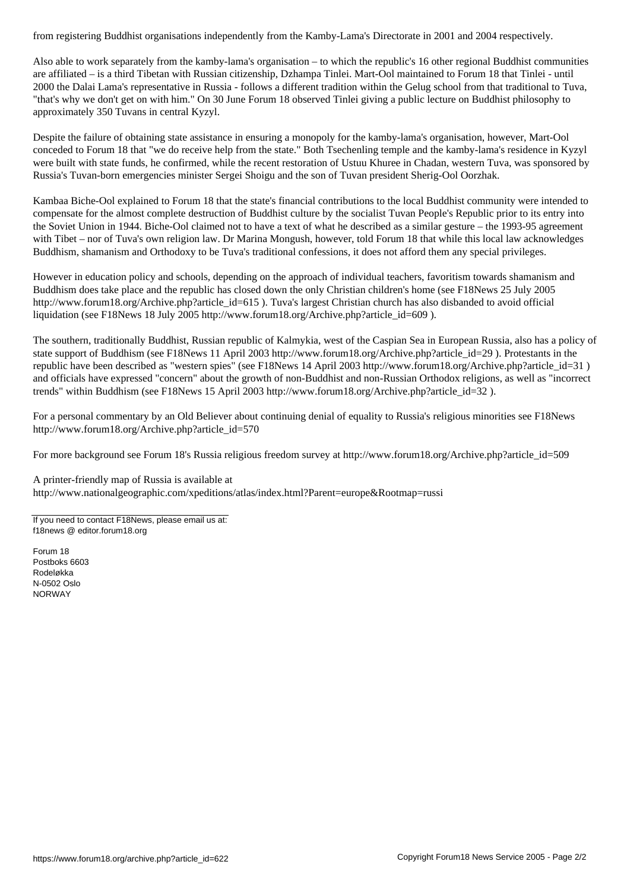from registering Buddhist organisations independently from the Kamby-Lama's Directorate in 2001 and 2004 respectively.

Also able to work separately from the kamby-lama's organisation – to which the republic's 16 other regional Buddhist communities are affiliated – is a third Tibetan with Russian citizenship, Dzhampa Tinlei. Mart-Ool maintained to Forum 18 that Tinlei - until 2000 the Dalai Lama's representative in Russia - follows a different tradition within the Gelug school from that traditional to Tuva, "that's why we don't get on with him." On 30 June Forum 18 observed Tinlei giving a public lecture on Buddhist philosophy to approximately 350 Tuvans in central Kyzyl.

Despite the failure of obtaining state assistance in ensuring a monopoly for the kamby-lama's organisation, however, Mart-Ool conceded to Forum 18 that "we do receive help from the state." Both Tsechenling temple and the kamby-lama's residence in Kyzyl were built with state funds, he confirmed, while the recent restoration of Ustuu Khuree in Chadan, western Tuva, was sponsored by Russia's Tuvan-born emergencies minister Sergei Shoigu and the son of Tuvan president Sherig-Ool Oorzhak.

Kambaa Biche-Ool explained to Forum 18 that the state's financial contributions to the local Buddhist community were intended to compensate for the almost complete destruction of Buddhist culture by the socialist Tuvan People's Republic prior to its entry into the Soviet Union in 1944. Biche-Ool claimed not to have a text of what he described as a similar gesture – the 1993-95 agreement with Tibet – nor of Tuva's own religion law. Dr Marina Mongush, however, told Forum 18 that while this local law acknowledges Buddhism, shamanism and Orthodoxy to be Tuva's traditional confessions, it does not afford them any special privileges.

However in education policy and schools, depending on the approach of individual teachers, favoritism towards shamanism and Buddhism does take place and the republic has closed down the only Christian children's home (see F18News 25 July 2005 http://www.forum18.org/Archive.php?article_id=615 ). Tuva's largest Christian church has also disbanded to avoid official liquidation (see F18News 18 July 2005 http://www.forum18.org/Archive.php?article_id=609 ).

The southern, traditionally Buddhist, Russian republic of Kalmykia, west of the Caspian Sea in European Russia, also has a policy of state support of Buddhism (see F18News 11 April 2003 http://www.forum18.org/Archive.php?article_id=29 ). Protestants in the republic have been described as "western spies" (see F18News 14 April 2003 http://www.forum18.org/Archive.php?article_id=31 ) and officials have expressed "concern" about the growth of non-Buddhist and non-Russian Orthodox religions, as well as "incorrect trends" within Buddhism (see F18News 15 April 2003 http://www.forum18.org/Archive.php?article_id=32 ).

For a personal commentary by an Old Believer about continuing denial of equality to Russia's religious minorities see F18News http://www.forum18.org/Archive.php?article_id=570

For more background see Forum 18's Russia religious freedom survey at http://www.forum18.org/Archive.php?article_id=509

A printer-friendly map of Russia is available at
http://www.nationalgeographic.com/xpeditions/atlas/index.html?Parent=europe&Rootmap=russi

If you need to contact F18News, please email us at:
f18news @ editor.forum18.org

Forum 18
Postboks 6603
Rodeløkka
N-0502 Oslo
NORWAY